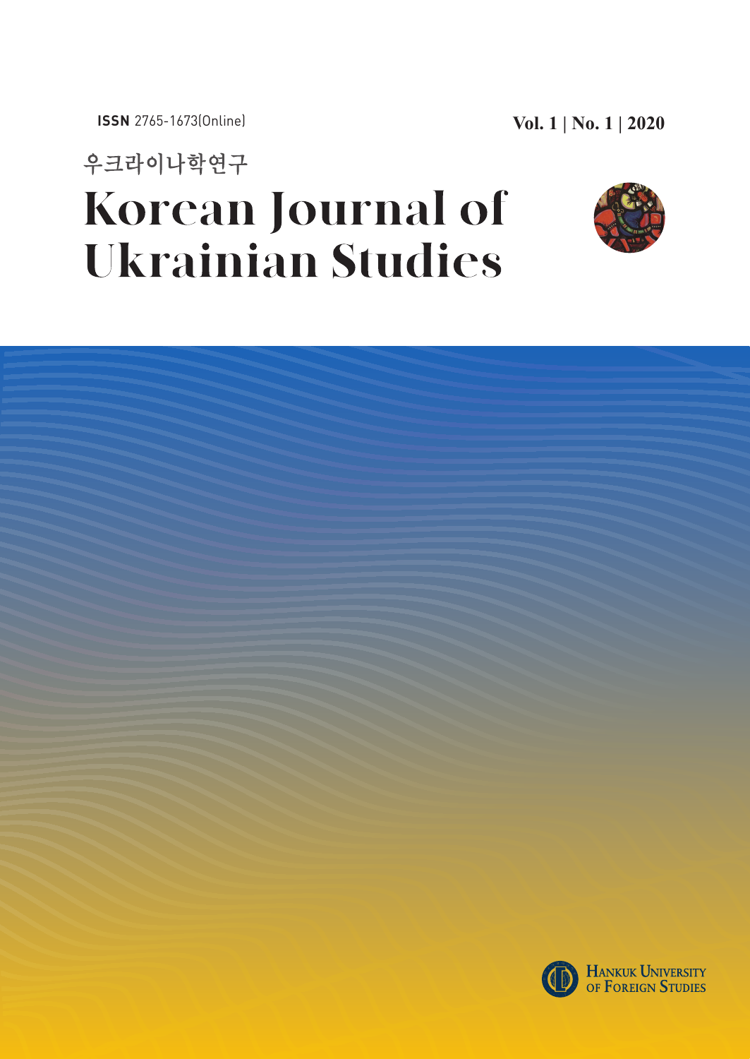**ISSN** 2765-1673(Online)

**Vol. 1 | No. 1 | 2020**

우크라이나학연구

# Korean Journal of Ukrainian Studies

Hankuk University of Foreign Studies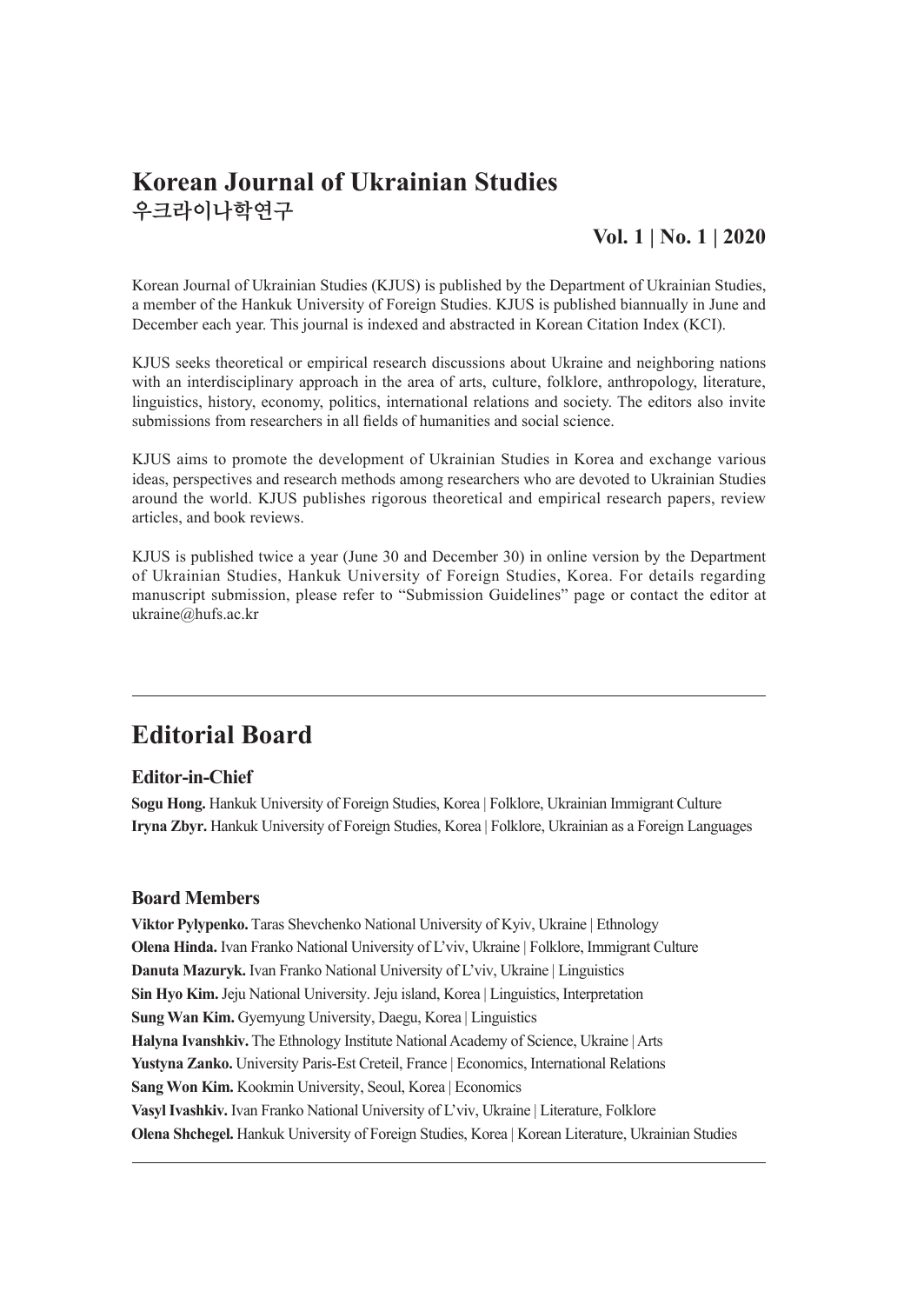# Korean Journal of Ukrainian Studies
우크라이나학연구

**Vol. 1 | No. 1 | 2020**

Korean Journal of Ukrainian Studies (KJUS) is published by the Department of Ukrainian Studies, a member of the Hankuk University of Foreign Studies. KJUS is published biannually in June and December each year. This journal is indexed and abstracted in Korean Citation Index (KCI).

KJUS seeks theoretical or empirical research discussions about Ukraine and neighboring nations with an interdisciplinary approach in the area of arts, culture, folklore, anthropology, literature, linguistics, history, economy, politics, international relations and society. The editors also invite submissions from researchers in all fields of humanities and social science.

KJUS aims to promote the development of Ukrainian Studies in Korea and exchange various ideas, perspectives and research methods among researchers who are devoted to Ukrainian Studies around the world. KJUS publishes rigorous theoretical and empirical research papers, review articles, and book reviews.

KJUS is published twice a year (June 30 and December 30) in online version by the Department of Ukrainian Studies, Hankuk University of Foreign Studies, Korea. For details regarding manuscript submission, please refer to "Submission Guidelines" page or contact the editor at ukraine@hufs.ac.kr

---

## Editorial Board

### Editor-in-Chief

**Sogu Hong.** Hankuk University of Foreign Studies, Korea | Folklore, Ukrainian Immigrant Culture
**Iryna Zbyr.** Hankuk University of Foreign Studies, Korea | Folklore, Ukrainian as a Foreign Languages

### Board Members

**Viktor Pylypenko.** Taras Shevchenko National University of Kyiv, Ukraine | Ethnology
**Olena Hinda.** Ivan Franko National University of L'viv, Ukraine | Folklore, Immigrant Culture
**Danuta Mazuryk.** Ivan Franko National University of L'viv, Ukraine | Linguistics
**Sin Hyo Kim.** Jeju National University. Jeju island, Korea | Linguistics, Interpretation
**Sung Wan Kim.** Gyemyung University, Daegu, Korea | Linguistics
**Halyna Ivanshkiv.** The Ethnology Institute National Academy of Science, Ukraine | Arts
**Yustyna Zanko.** University Paris-Est Creteil, France | Economics, International Relations
**Sang Won Kim.** Kookmin University, Seoul, Korea | Economics
**Vasyl Ivashkiv.** Ivan Franko National University of L'viv, Ukraine | Literature, Folklore
**Olena Shchegel.** Hankuk University of Foreign Studies, Korea | Korean Literature, Ukrainian Studies

---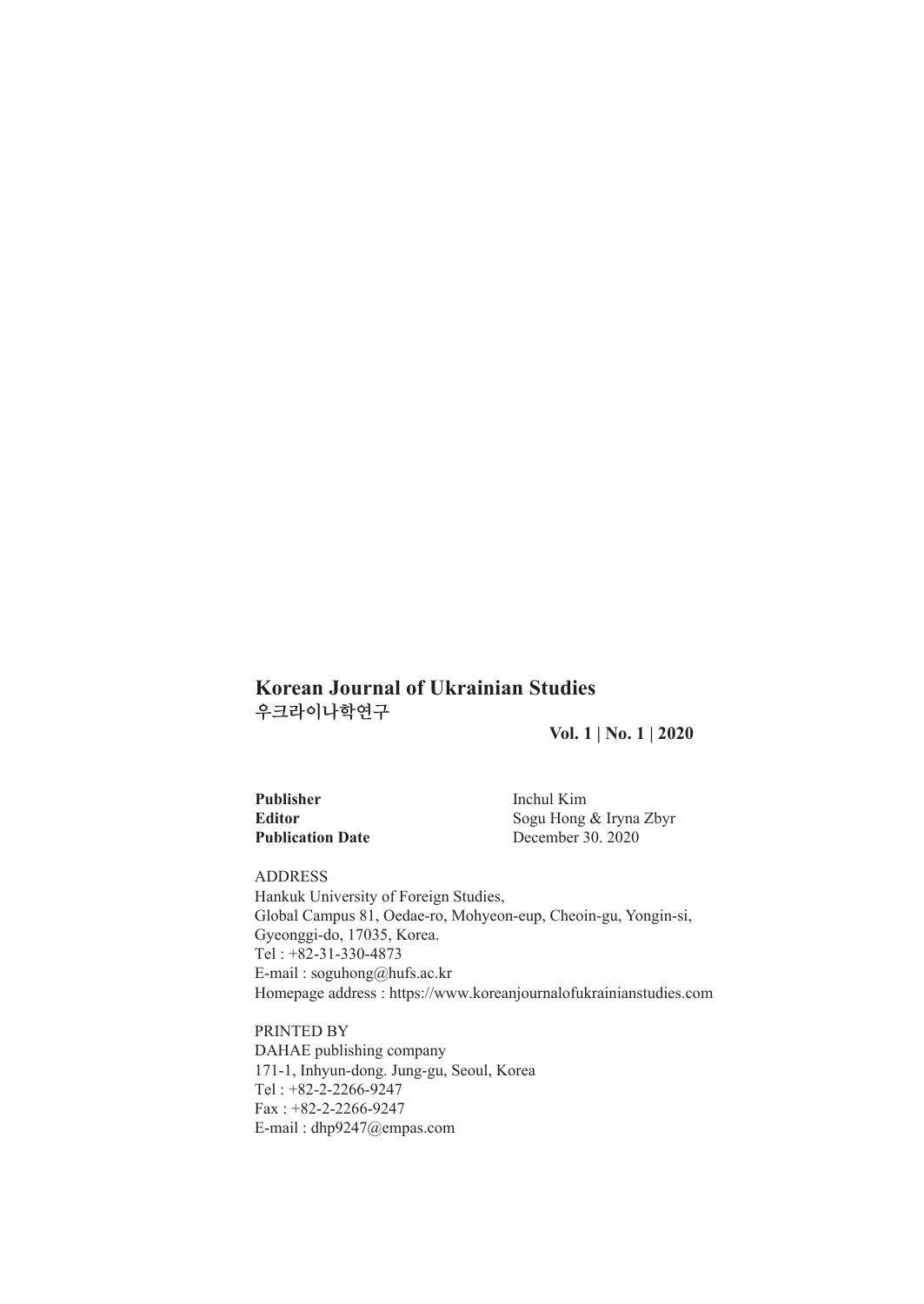**Korean Journal of Ukrainian Studies**
**우크라이나학연구**

**Vol. 1 | No. 1 | 2020**

| | |
|---|---|
| **Publisher** | Inchul Kim |
| **Editor** | Sogu Hong & Iryna Zbyr |
| **Publication Date** | December 30. 2020 |

ADDRESS
Hankuk University of Foreign Studies,
Global Campus 81, Oedae-ro, Mohyeon-eup, Cheoin-gu, Yongin-si,
Gyeonggi-do, 17035, Korea.
Tel : +82-31-330-4873
E-mail : soguhong@hufs.ac.kr
Homepage address : https://www.koreanjournalofukrainianstudies.com

PRINTED BY
DAHAE publishing company
171-1, Inhyun-dong. Jung-gu, Seoul, Korea
Tel : +82-2-2266-9247
Fax : +82-2-2266-9247
E-mail : dhp9247@empas.com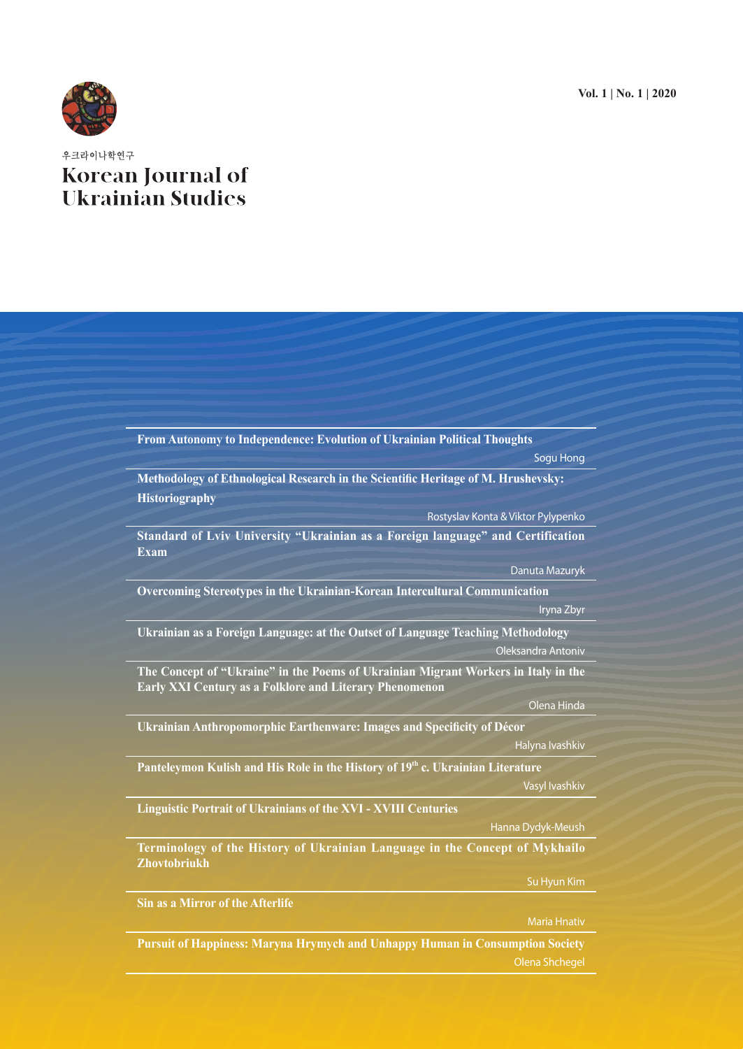Vol. 1 | No. 1 | 2020

우크라이나학연구

# Korean Journal of Ukrainian Studies

**From Autonomy to Independence: Evolution of Ukrainian Political Thoughts**

Sogu Hong

**Methodology of Ethnological Research in the Scientific Heritage of M. Hrushevsky: Historiography**

Rostyslav Konta & Viktor Pylypenko

**Standard of Lviv University “Ukrainian as a Foreign language” and Certification Exam**

Danuta Mazuryk

**Overcoming Stereotypes in the Ukrainian-Korean Intercultural Communication**

Iryna Zbyr

**Ukrainian as a Foreign Language: at the Outset of Language Teaching Methodology**

Oleksandra Antoniv

**The Concept of “Ukraine” in the Poems of Ukrainian Migrant Workers in Italy in the Early XXI Century as a Folklore and Literary Phenomenon**

Olena Hinda

**Ukrainian Anthropomorphic Earthenware: Images and Specificity of Décor**

Halyna Ivashkiv

**Panteleymon Kulish and His Role in the History of 19th c. Ukrainian Literature**

Vasyl Ivashkiv

**Linguistic Portrait of Ukrainians of the XVI - XVIII Centuries**

Hanna Dydyk-Meush

**Terminology of the History of Ukrainian Language in the Concept of Mykhailo Zhovtobriukh**

Su Hyun Kim

**Sin as a Mirror of the Afterlife**

Maria Hnativ

**Pursuit of Happiness: Maryna Hrymych and Unhappy Human in Consumption Society**

Olena Shchegel